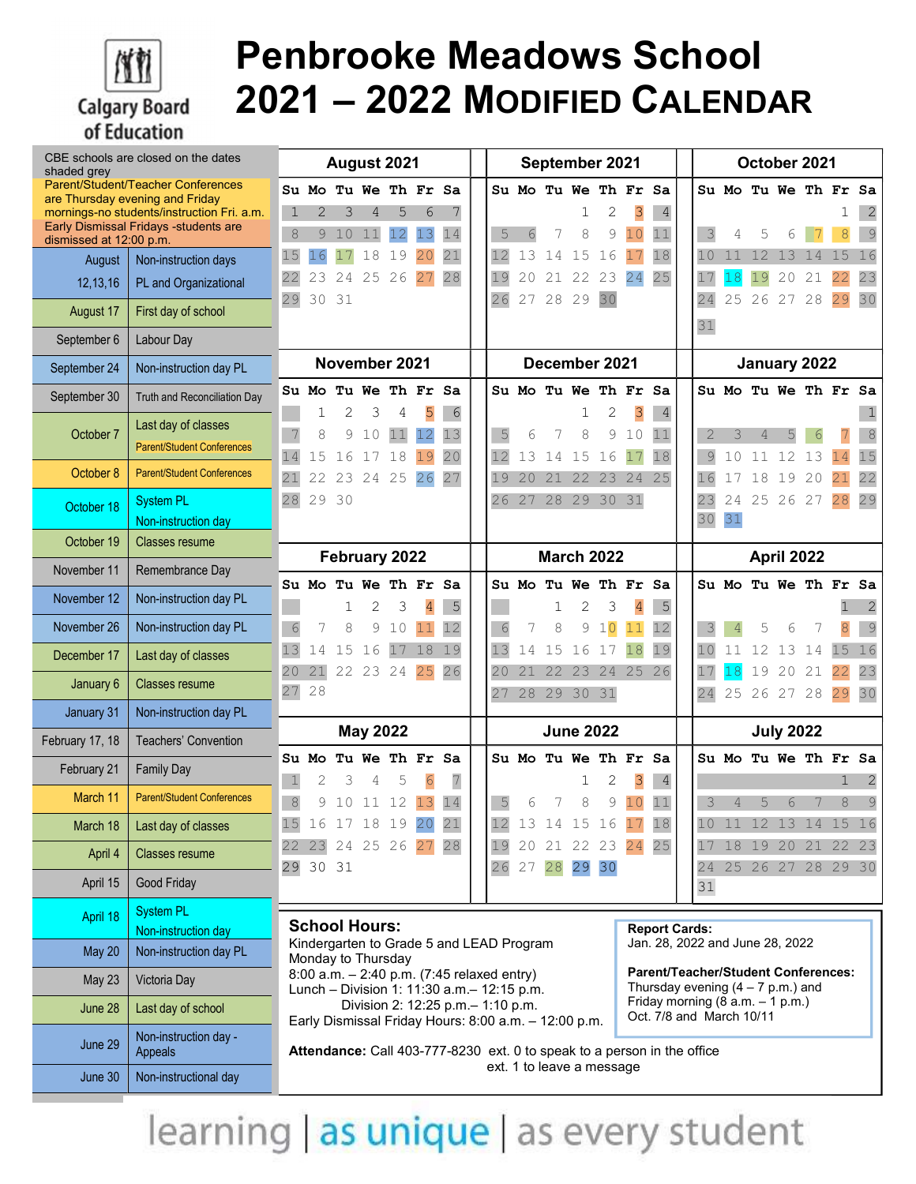# Penbrooke Meadows School

# 2021 – 2022 Modified Calendar

Calgary Board of Education

CBE schools are closed on the dates shaded grey

Parent/Student/Teacher Conferences are Thursday evening and Friday mornings-no students/instruction Fri. a.m.

Early Dismissal Fridays -students are dismissed at 12:00 p.m.

| Date | Event |
|---|---|
| August 12,13,16 | Non-instruction days PL and Organizational |
| August 17 | First day of school |
| September 6 | Labour Day |
| September 24 | Non-instruction day PL |
| September 30 | Truth and Reconciliation Day |
| October 7 | Last day of classes; Parent/Student Conferences |
| October 8 | Parent/Student Conferences |
| October 18 | System PL Non-instruction day |
| October 19 | Classes resume |
| November 11 | Remembrance Day |
| November 12 | Non-instruction day PL |
| November 26 | Non-instruction day PL |
| December 17 | Last day of classes |
| January 6 | Classes resume |
| January 31 | Non-instruction day PL |
| February 17, 18 | Teachers' Convention |
| February 21 | Family Day |
| March 11 | Parent/Student Conferences |
| March 18 | Last day of classes |
| April 4 | Classes resume |
| April 15 | Good Friday |
| April 18 | System PL Non-instruction day |
| May 20 | Non-instruction day PL |
| May 23 | Victoria Day |
| June 28 | Last day of school |
| June 29 | Non-instruction day - Appeals |
| June 30 | Non-instructional day |

### August 2021

| Su | Mo | Tu | We | Th | Fr | Sa |
|---|---|---|---|---|---|---|
| 1 | 2 | 3 | 4 | 5 | 6 | 7 |
| 8 | 9 | 10 | 11 | 12 | 13 | 14 |
| 15 | 16 | 17 | 18 | 19 | 20 | 21 |
| 22 | 23 | 24 | 25 | 26 | 27 | 28 |
| 29 | 30 | 31 | | | | |

### September 2021

| Su | Mo | Tu | We | Th | Fr | Sa |
|---|---|---|---|---|---|---|
| | | | 1 | 2 | 3 | 4 |
| 5 | 6 | 7 | 8 | 9 | 10 | 11 |
| 12 | 13 | 14 | 15 | 16 | 17 | 18 |
| 19 | 20 | 21 | 22 | 23 | 24 | 25 |
| 26 | 27 | 28 | 29 | 30 | | |

### October 2021

| Su | Mo | Tu | We | Th | Fr | Sa |
|---|---|---|---|---|---|---|
| | | | | | 1 | 2 |
| 3 | 4 | 5 | 6 | 7 | 8 | 9 |
| 10 | 11 | 12 | 13 | 14 | 15 | 16 |
| 17 | 18 | 19 | 20 | 21 | 22 | 23 |
| 24 | 25 | 26 | 27 | 28 | 29 | 30 |
| 31 | | | | | | |

### November 2021

| Su | Mo | Tu | We | Th | Fr | Sa |
|---|---|---|---|---|---|---|
| | 1 | 2 | 3 | 4 | 5 | 6 |
| 7 | 8 | 9 | 10 | 11 | 12 | 13 |
| 14 | 15 | 16 | 17 | 18 | 19 | 20 |
| 21 | 22 | 23 | 24 | 25 | 26 | 27 |
| 28 | 29 | 30 | | | | |

### December 2021

| Su | Mo | Tu | We | Th | Fr | Sa |
|---|---|---|---|---|---|---|
| | | | 1 | 2 | 3 | 4 |
| 5 | 6 | 7 | 8 | 9 | 10 | 11 |
| 12 | 13 | 14 | 15 | 16 | 17 | 18 |
| 19 | 20 | 21 | 22 | 23 | 24 | 25 |
| 26 | 27 | 28 | 29 | 30 | 31 | |

### January 2022

| Su | Mo | Tu | We | Th | Fr | Sa |
|---|---|---|---|---|---|---|
| | | | | | | 1 |
| 2 | 3 | 4 | 5 | 6 | 7 | 8 |
| 9 | 10 | 11 | 12 | 13 | 14 | 15 |
| 16 | 17 | 18 | 19 | 20 | 21 | 22 |
| 23 | 24 | 25 | 26 | 27 | 28 | 29 |
| 30 | 31 | | | | | |

### February 2022

| Su | Mo | Tu | We | Th | Fr | Sa |
|---|---|---|---|---|---|---|
| | | 1 | 2 | 3 | 4 | 5 |
| 6 | 7 | 8 | 9 | 10 | 11 | 12 |
| 13 | 14 | 15 | 16 | 17 | 18 | 19 |
| 20 | 21 | 22 | 23 | 24 | 25 | 26 |
| 27 | 28 | | | | | |

### March 2022

| Su | Mo | Tu | We | Th | Fr | Sa |
|---|---|---|---|---|---|---|
| | | 1 | 2 | 3 | 4 | 5 |
| 6 | 7 | 8 | 9 | 10 | 11 | 12 |
| 13 | 14 | 15 | 16 | 17 | 18 | 19 |
| 20 | 21 | 22 | 23 | 24 | 25 | 26 |
| 27 | 28 | 29 | 30 | 31 | | |

### April 2022

| Su | Mo | Tu | We | Th | Fr | Sa |
|---|---|---|---|---|---|---|
| | | | | | 1 | 2 |
| 3 | 4 | 5 | 6 | 7 | 8 | 9 |
| 10 | 11 | 12 | 13 | 14 | 15 | 16 |
| 17 | 18 | 19 | 20 | 21 | 22 | 23 |
| 24 | 25 | 26 | 27 | 28 | 29 | 30 |

### May 2022

| Su | Mo | Tu | We | Th | Fr | Sa |
|---|---|---|---|---|---|---|
| 1 | 2 | 3 | 4 | 5 | 6 | 7 |
| 8 | 9 | 10 | 11 | 12 | 13 | 14 |
| 15 | 16 | 17 | 18 | 19 | 20 | 21 |
| 22 | 23 | 24 | 25 | 26 | 27 | 28 |
| 29 | 30 | 31 | | | | |

### June 2022

| Su | Mo | Tu | We | Th | Fr | Sa |
|---|---|---|---|---|---|---|
| | | | 1 | 2 | 3 | 4 |
| 5 | 6 | 7 | 8 | 9 | 10 | 11 |
| 12 | 13 | 14 | 15 | 16 | 17 | 18 |
| 19 | 20 | 21 | 22 | 23 | 24 | 25 |
| 26 | 27 | 28 | 29 | 30 | | |

### July 2022

| Su | Mo | Tu | We | Th | Fr | Sa |
|---|---|---|---|---|---|---|
| | | | | | 1 | 2 |
| 3 | 4 | 5 | 6 | 7 | 8 | 9 |
| 10 | 11 | 12 | 13 | 14 | 15 | 16 |
| 17 | 18 | 19 | 20 | 21 | 22 | 23 |
| 24 | 25 | 26 | 27 | 28 | 29 | 30 |
| 31 | | | | | | |

## School Hours:

Kindergarten to Grade 5 and LEAD Program
Monday to Thursday
8:00 a.m. – 2:40 p.m. (7:45 relaxed entry)
Lunch – Division 1: 11:30 a.m.– 12:15 p.m.
Division 2: 12:25 p.m.– 1:10 p.m.
Early Dismissal Friday Hours: 8:00 a.m. – 12:00 p.m.

**Report Cards:**
Jan. 28, 2022 and June 28, 2022

**Parent/Teacher/Student Conferences:**
Thursday evening (4 – 7 p.m.) and Friday morning (8 a.m. – 1 p.m.)
Oct. 7/8 and March 10/11

**Attendance:** Call 403-777-8230 ext. 0 to speak to a person in the office
ext. 1 to leave a message

learning | as unique | as every student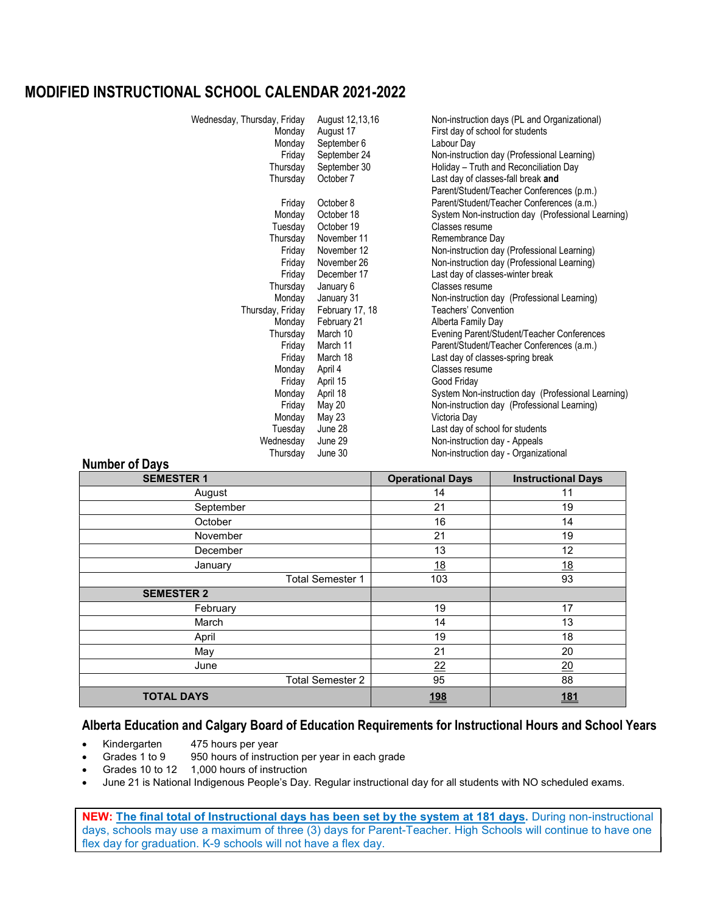# MODIFIED INSTRUCTIONAL SCHOOL CALENDAR 2021-2022

| | | |
|---|---|---|
| Wednesday, Thursday, Friday | August 12,13,16 | Non-instruction days (PL and Organizational) |
| Monday | August 17 | First day of school for students |
| Monday | September 6 | Labour Day |
| Friday | September 24 | Non-instruction day (Professional Learning) |
| Thursday | September 30 | Holiday – Truth and Reconciliation Day |
| Thursday | October 7 | Last day of classes-fall break **and** Parent/Student/Teacher Conferences (p.m.) |
| Friday | October 8 | Parent/Student/Teacher Conferences (a.m.) |
| Monday | October 18 | System Non-instruction day (Professional Learning) |
| Tuesday | October 19 | Classes resume |
| Thursday | November 11 | Remembrance Day |
| Friday | November 12 | Non-instruction day (Professional Learning) |
| Friday | November 26 | Non-instruction day (Professional Learning) |
| Friday | December 17 | Last day of classes-winter break |
| Thursday | January 6 | Classes resume |
| Monday | January 31 | Non-instruction day (Professional Learning) |
| Thursday, Friday | February 17, 18 | Teachers' Convention |
| Monday | February 21 | Alberta Family Day |
| Thursday | March 10 | Evening Parent/Student/Teacher Conferences |
| Friday | March 11 | Parent/Student/Teacher Conferences (a.m.) |
| Friday | March 18 | Last day of classes-spring break |
| Monday | April 4 | Classes resume |
| Friday | April 15 | Good Friday |
| Monday | April 18 | System Non-instruction day (Professional Learning) |
| Friday | May 20 | Non-instruction day (Professional Learning) |
| Monday | May 23 | Victoria Day |
| Tuesday | June 28 | Last day of school for students |
| Wednesday | June 29 | Non-instruction day - Appeals |
| Thursday | June 30 | Non-instruction day - Organizational |

## Number of Days

| SEMESTER 1 | Operational Days | Instructional Days |
|---|---|---|
| August | 14 | 11 |
| September | 21 | 19 |
| October | 16 | 14 |
| November | 21 | 19 |
| December | 13 | 12 |
| January | 18 | 18 |
| Total Semester 1 | 103 | 93 |
| **SEMESTER 2** | | |
| February | 19 | 17 |
| March | 14 | 13 |
| April | 19 | 18 |
| May | 21 | 20 |
| June | 22 | 20 |
| Total Semester 2 | 95 | 88 |
| **TOTAL DAYS** | **198** | **181** |

## Alberta Education and Calgary Board of Education Requirements for Instructional Hours and School Years

- Kindergarten 475 hours per year
- Grades 1 to 9 950 hours of instruction per year in each grade
- Grades 10 to 12 1,000 hours of instruction
- June 21 is National Indigenous People's Day. Regular instructional day for all students with NO scheduled exams.

**NEW: The final total of Instructional days has been set by the system at 181 days.** During non-instructional days, schools may use a maximum of three (3) days for Parent-Teacher. High Schools will continue to have one flex day for graduation. K-9 schools will not have a flex day.